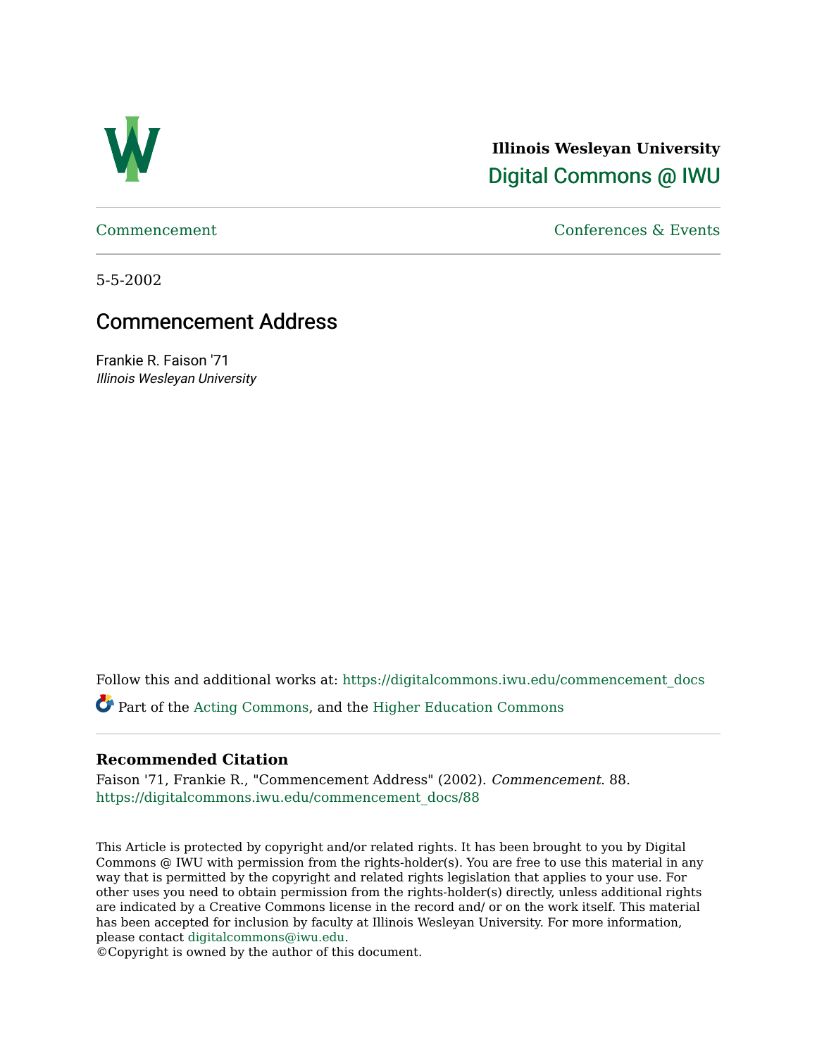**Illinois Wesleyan University**

Digital Commons @ IWU

Commencement | Conferences & Events

5-5-2002

# Commencement Address

Frankie R. Faison '71
*Illinois Wesleyan University*

Follow this and additional works at: https://digitalcommons.iwu.edu/commencement_docs

Part of the Acting Commons, and the Higher Education Commons

## Recommended Citation

Faison '71, Frankie R., "Commencement Address" (2002). *Commencement*. 88.
https://digitalcommons.iwu.edu/commencement_docs/88

This Article is protected by copyright and/or related rights. It has been brought to you by Digital Commons @ IWU with permission from the rights-holder(s). You are free to use this material in any way that is permitted by the copyright and related rights legislation that applies to your use. For other uses you need to obtain permission from the rights-holder(s) directly, unless additional rights are indicated by a Creative Commons license in the record and/ or on the work itself. This material has been accepted for inclusion by faculty at Illinois Wesleyan University. For more information, please contact digitalcommons@iwu.edu.
©Copyright is owned by the author of this document.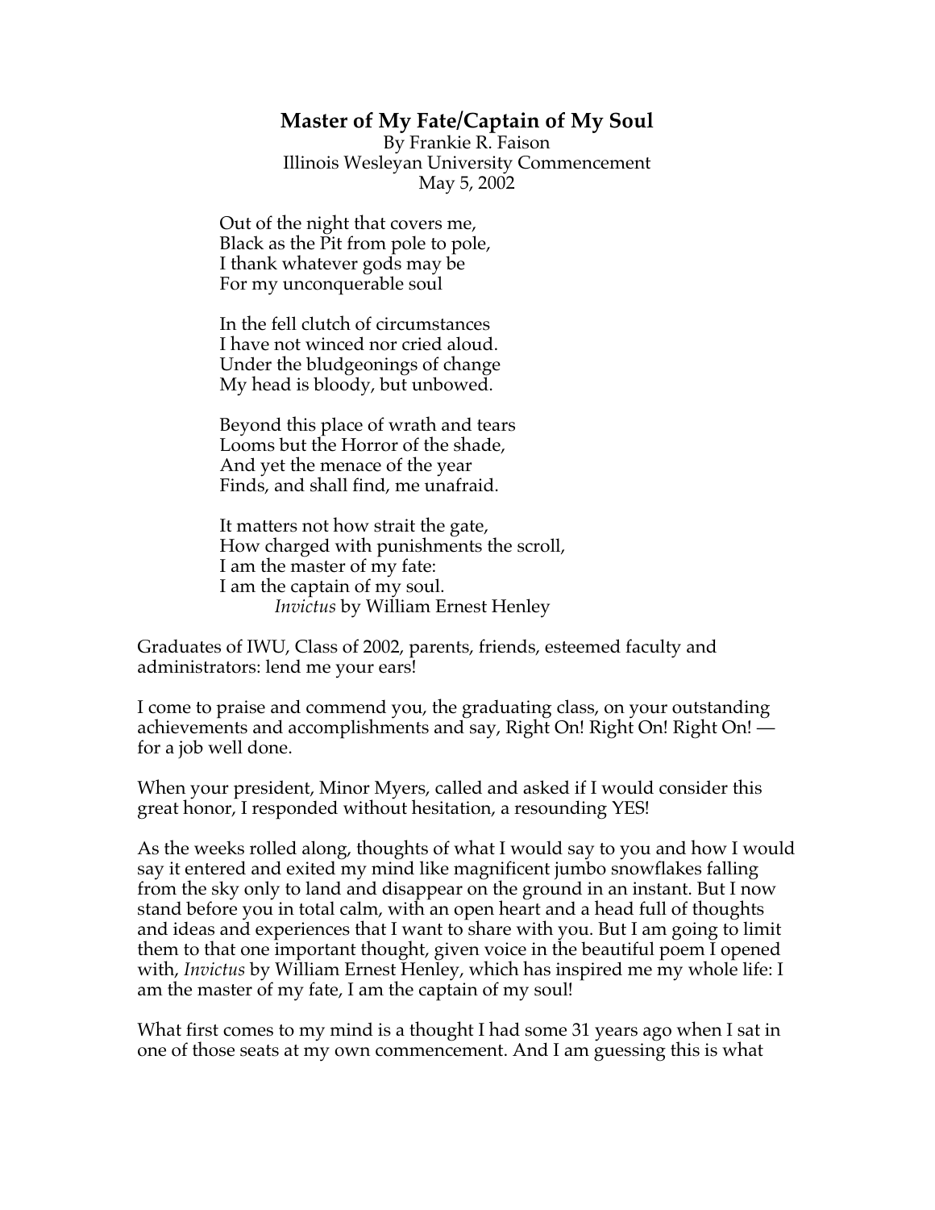# Master of My Fate/Captain of My Soul

By Frankie R. Faison
Illinois Wesleyan University Commencement
May 5, 2002

> Out of the night that covers me,
> Black as the Pit from pole to pole,
> I thank whatever gods may be
> For my unconquerable soul
>
> In the fell clutch of circumstances
> I have not winced nor cried aloud.
> Under the bludgeonings of change
> My head is bloody, but unbowed.
>
> Beyond this place of wrath and tears
> Looms but the Horror of the shade,
> And yet the menace of the year
> Finds, and shall find, me unafraid.
>
> It matters not how strait the gate,
> How charged with punishments the scroll,
> I am the master of my fate:
> I am the captain of my soul.
>
> *Invictus* by William Ernest Henley

Graduates of IWU, Class of 2002, parents, friends, esteemed faculty and administrators: lend me your ears!

I come to praise and commend you, the graduating class, on your outstanding achievements and accomplishments and say, Right On! Right On! Right On! — for a job well done.

When your president, Minor Myers, called and asked if I would consider this great honor, I responded without hesitation, a resounding YES!

As the weeks rolled along, thoughts of what I would say to you and how I would say it entered and exited my mind like magnificent jumbo snowflakes falling from the sky only to land and disappear on the ground in an instant. But I now stand before you in total calm, with an open heart and a head full of thoughts and ideas and experiences that I want to share with you. But I am going to limit them to that one important thought, given voice in the beautiful poem I opened with, *Invictus* by William Ernest Henley, which has inspired me my whole life: I am the master of my fate, I am the captain of my soul!

What first comes to my mind is a thought I had some 31 years ago when I sat in one of those seats at my own commencement. And I am guessing this is what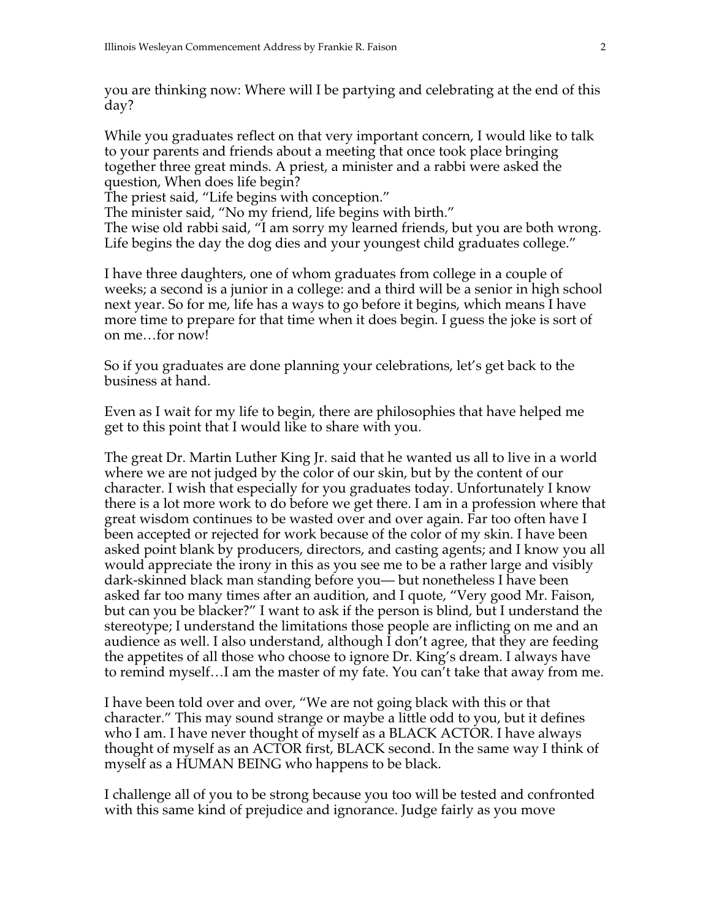you are thinking now: Where will I be partying and celebrating at the end of this day?

While you graduates reflect on that very important concern, I would like to talk to your parents and friends about a meeting that once took place bringing together three great minds. A priest, a minister and a rabbi were asked the question, When does life begin?
The priest said, "Life begins with conception."
The minister said, "No my friend, life begins with birth."
The wise old rabbi said, "I am sorry my learned friends, but you are both wrong. Life begins the day the dog dies and your youngest child graduates college."

I have three daughters, one of whom graduates from college in a couple of weeks; a second is a junior in a college: and a third will be a senior in high school next year. So for me, life has a ways to go before it begins, which means I have more time to prepare for that time when it does begin. I guess the joke is sort of on me…for now!

So if you graduates are done planning your celebrations, let's get back to the business at hand.

Even as I wait for my life to begin, there are philosophies that have helped me get to this point that I would like to share with you.

The great Dr. Martin Luther King Jr. said that he wanted us all to live in a world where we are not judged by the color of our skin, but by the content of our character. I wish that especially for you graduates today. Unfortunately I know there is a lot more work to do before we get there. I am in a profession where that great wisdom continues to be wasted over and over again. Far too often have I been accepted or rejected for work because of the color of my skin. I have been asked point blank by producers, directors, and casting agents; and I know you all would appreciate the irony in this as you see me to be a rather large and visibly dark-skinned black man standing before you— but nonetheless I have been asked far too many times after an audition, and I quote, "Very good Mr. Faison, but can you be blacker?" I want to ask if the person is blind, but I understand the stereotype; I understand the limitations those people are inflicting on me and an audience as well. I also understand, although I don't agree, that they are feeding the appetites of all those who choose to ignore Dr. King's dream. I always have to remind myself…I am the master of my fate. You can't take that away from me.

I have been told over and over, "We are not going black with this or that character." This may sound strange or maybe a little odd to you, but it defines who I am. I have never thought of myself as a BLACK ACTOR. I have always thought of myself as an ACTOR first, BLACK second. In the same way I think of myself as a HUMAN BEING who happens to be black.

I challenge all of you to be strong because you too will be tested and confronted with this same kind of prejudice and ignorance. Judge fairly as you move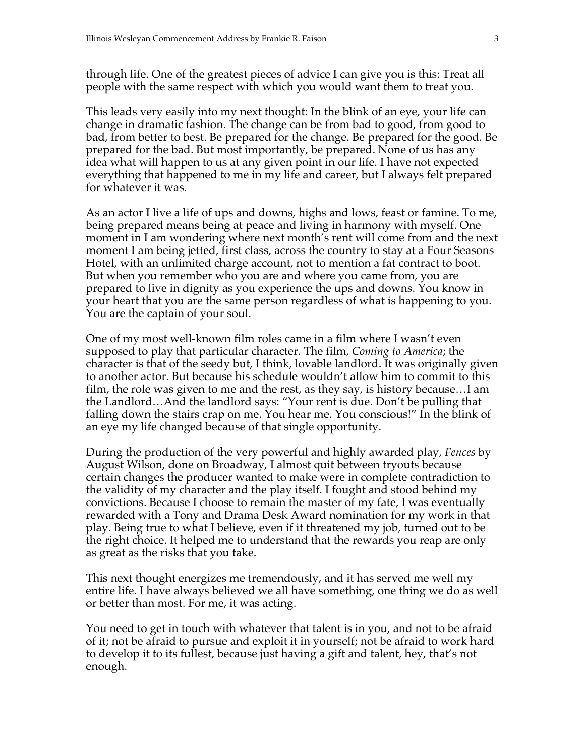through life. One of the greatest pieces of advice I can give you is this: Treat all people with the same respect with which you would want them to treat you.

This leads very easily into my next thought: In the blink of an eye, your life can change in dramatic fashion. The change can be from bad to good, from good to bad, from better to best. Be prepared for the change. Be prepared for the good. Be prepared for the bad. But most importantly, be prepared. None of us has any idea what will happen to us at any given point in our life. I have not expected everything that happened to me in my life and career, but I always felt prepared for whatever it was.

As an actor I live a life of ups and downs, highs and lows, feast or famine. To me, being prepared means being at peace and living in harmony with myself. One moment in I am wondering where next month's rent will come from and the next moment I am being jetted, first class, across the country to stay at a Four Seasons Hotel, with an unlimited charge account, not to mention a fat contract to boot. But when you remember who you are and where you came from, you are prepared to live in dignity as you experience the ups and downs. You know in your heart that you are the same person regardless of what is happening to you. You are the captain of your soul.

One of my most well-known film roles came in a film where I wasn't even supposed to play that particular character. The film, *Coming to America*; the character is that of the seedy but, I think, lovable landlord. It was originally given to another actor. But because his schedule wouldn't allow him to commit to this film, the role was given to me and the rest, as they say, is history because…I am the Landlord…And the landlord says: "Your rent is due. Don't be pulling that falling down the stairs crap on me. You hear me. You conscious!" In the blink of an eye my life changed because of that single opportunity.

During the production of the very powerful and highly awarded play, *Fences* by August Wilson, done on Broadway, I almost quit between tryouts because certain changes the producer wanted to make were in complete contradiction to the validity of my character and the play itself. I fought and stood behind my convictions. Because I choose to remain the master of my fate, I was eventually rewarded with a Tony and Drama Desk Award nomination for my work in that play. Being true to what I believe, even if it threatened my job, turned out to be the right choice. It helped me to understand that the rewards you reap are only as great as the risks that you take.

This next thought energizes me tremendously, and it has served me well my entire life. I have always believed we all have something, one thing we do as well or better than most. For me, it was acting.

You need to get in touch with whatever that talent is in you, and not to be afraid of it; not be afraid to pursue and exploit it in yourself; not be afraid to work hard to develop it to its fullest, because just having a gift and talent, hey, that's not enough.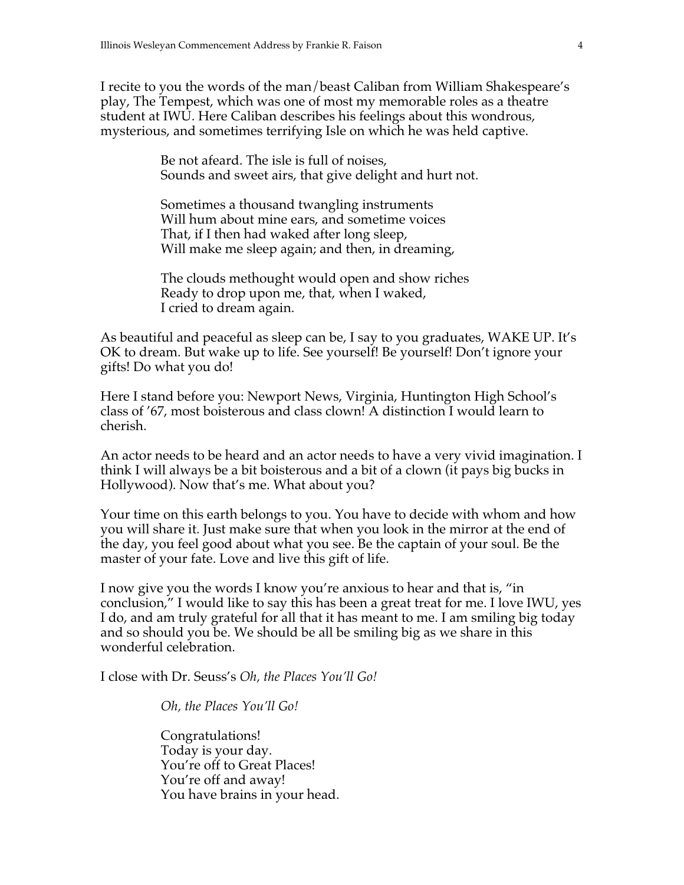I recite to you the words of the man/beast Caliban from William Shakespeare's play, The Tempest, which was one of most my memorable roles as a theatre student at IWU. Here Caliban describes his feelings about this wondrous, mysterious, and sometimes terrifying Isle on which he was held captive.

> Be not afeard. The isle is full of noises,
> Sounds and sweet airs, that give delight and hurt not.
>
> Sometimes a thousand twangling instruments
> Will hum about mine ears, and sometime voices
> That, if I then had waked after long sleep,
> Will make me sleep again; and then, in dreaming,
>
> The clouds methought would open and show riches
> Ready to drop upon me, that, when I waked,
> I cried to dream again.

As beautiful and peaceful as sleep can be, I say to you graduates, WAKE UP. It's OK to dream. But wake up to life. See yourself! Be yourself! Don't ignore your gifts! Do what you do!

Here I stand before you: Newport News, Virginia, Huntington High School's class of '67, most boisterous and class clown! A distinction I would learn to cherish.

An actor needs to be heard and an actor needs to have a very vivid imagination. I think I will always be a bit boisterous and a bit of a clown (it pays big bucks in Hollywood). Now that's me. What about you?

Your time on this earth belongs to you. You have to decide with whom and how you will share it. Just make sure that when you look in the mirror at the end of the day, you feel good about what you see. Be the captain of your soul. Be the master of your fate. Love and live this gift of life.

I now give you the words I know you're anxious to hear and that is, "in conclusion," I would like to say this has been a great treat for me. I love IWU, yes I do, and am truly grateful for all that it has meant to me. I am smiling big today and so should you be. We should be all be smiling big as we share in this wonderful celebration.

I close with Dr. Seuss's *Oh, the Places You'll Go!*

> *Oh, the Places You'll Go!*
>
> Congratulations!
> Today is your day.
> You're off to Great Places!
> You're off and away!
> You have brains in your head.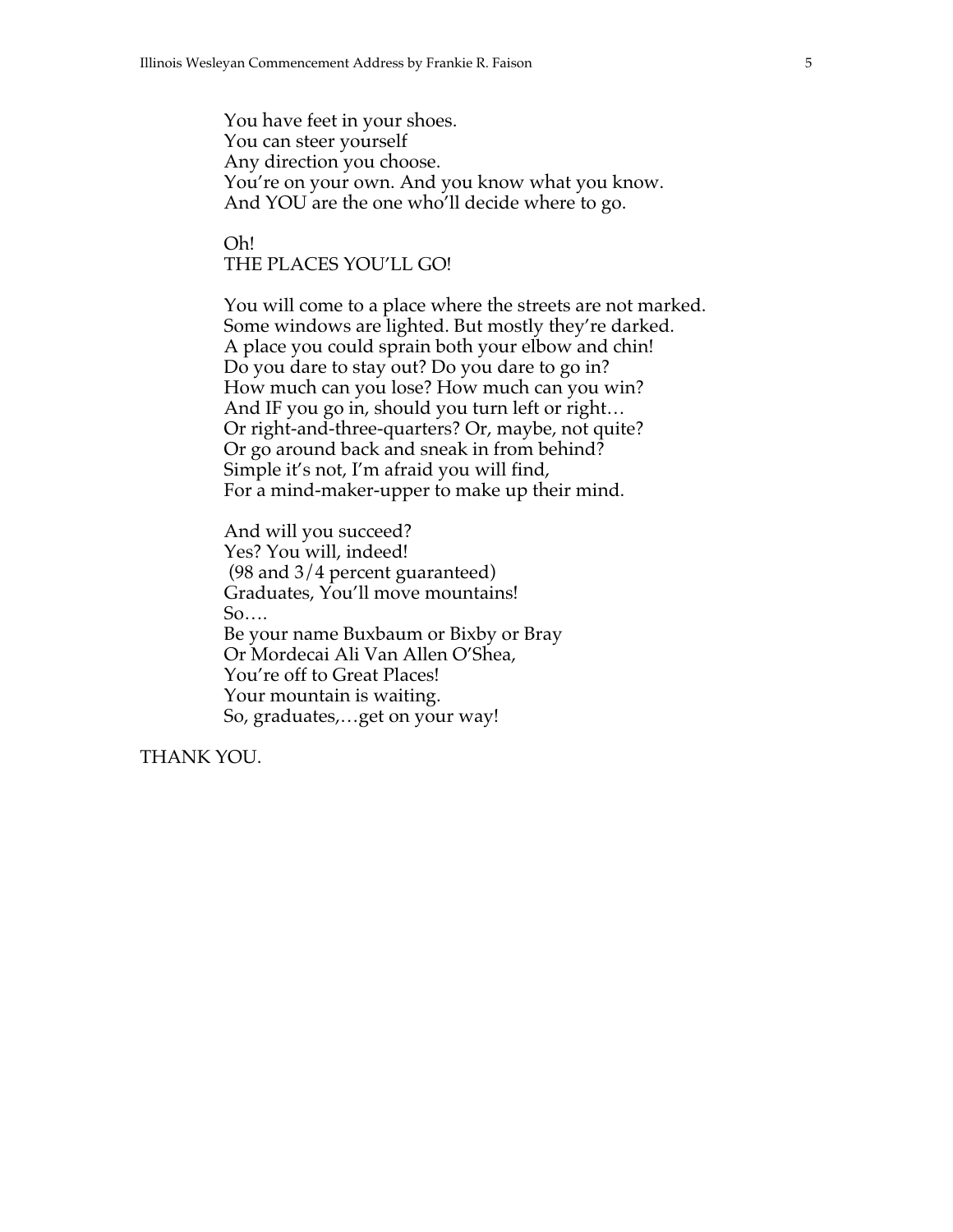You have feet in your shoes.
You can steer yourself
Any direction you choose.
You're on your own. And you know what you know.
And YOU are the one who'll decide where to go.

Oh!
THE PLACES YOU'LL GO!

You will come to a place where the streets are not marked.
Some windows are lighted. But mostly they're darked.
A place you could sprain both your elbow and chin!
Do you dare to stay out? Do you dare to go in?
How much can you lose? How much can you win?
And IF you go in, should you turn left or right…
Or right-and-three-quarters? Or, maybe, not quite?
Or go around back and sneak in from behind?
Simple it's not, I'm afraid you will find,
For a mind-maker-upper to make up their mind.

And will you succeed?
Yes? You will, indeed!
(98 and 3/4 percent guaranteed)
Graduates, You'll move mountains!
So….
Be your name Buxbaum or Bixby or Bray
Or Mordecai Ali Van Allen O'Shea,
You're off to Great Places!
Your mountain is waiting.
So, graduates,…get on your way!

THANK YOU.